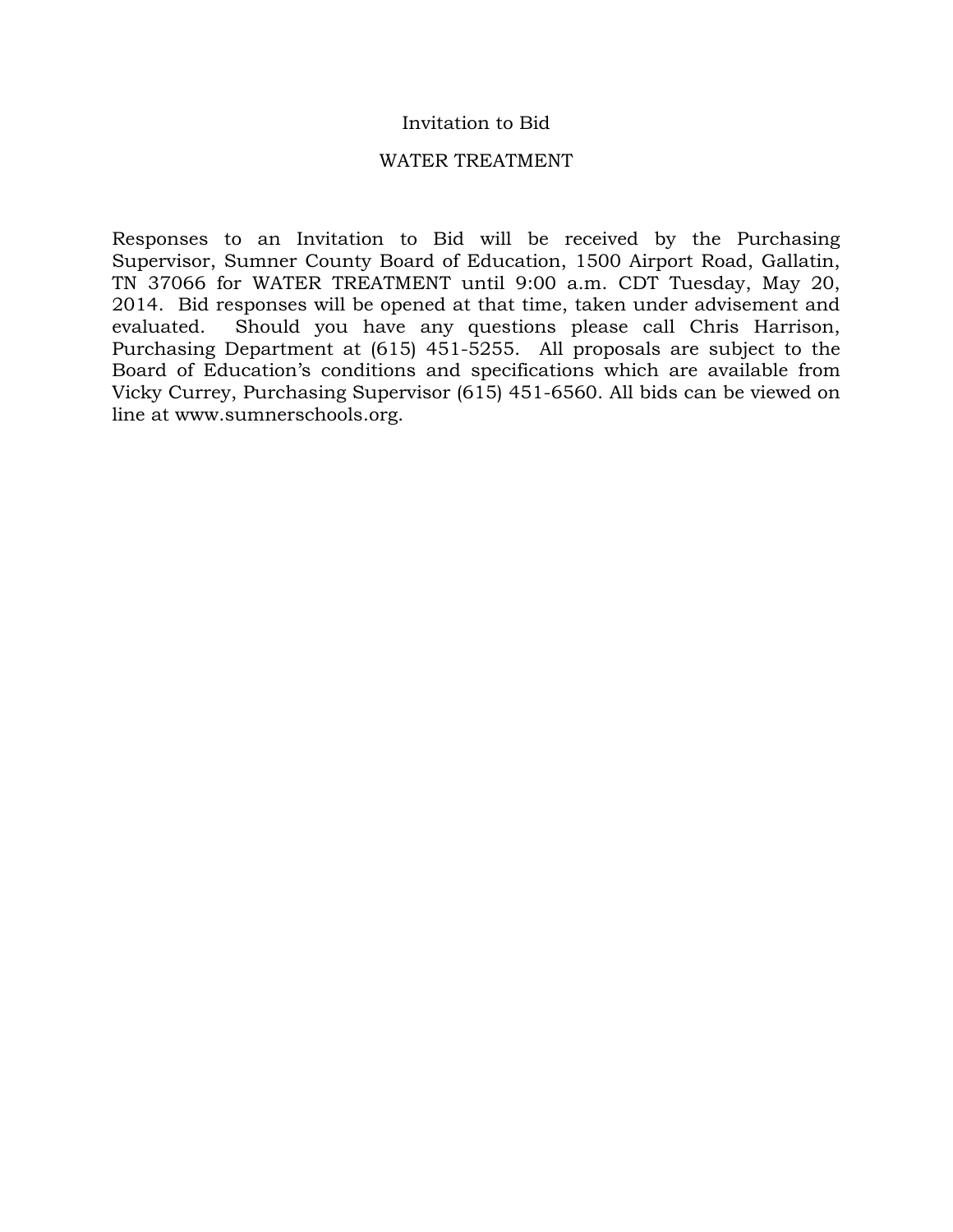# Invitation to Bid

## WATER TREATMENT

Responses to an Invitation to Bid will be received by the Purchasing Supervisor, Sumner County Board of Education, 1500 Airport Road, Gallatin, TN 37066 for WATER TREATMENT until 9:00 a.m. CDT Tuesday, May 20, 2014. Bid responses will be opened at that time, taken under advisement and evaluated. Should you have any questions please call Chris Harrison, Purchasing Department at (615) 451-5255. All proposals are subject to the Board of Education's conditions and specifications which are available from Vicky Currey, Purchasing Supervisor (615) 451-6560. All bids can be viewed on line at www.sumnerschools.org.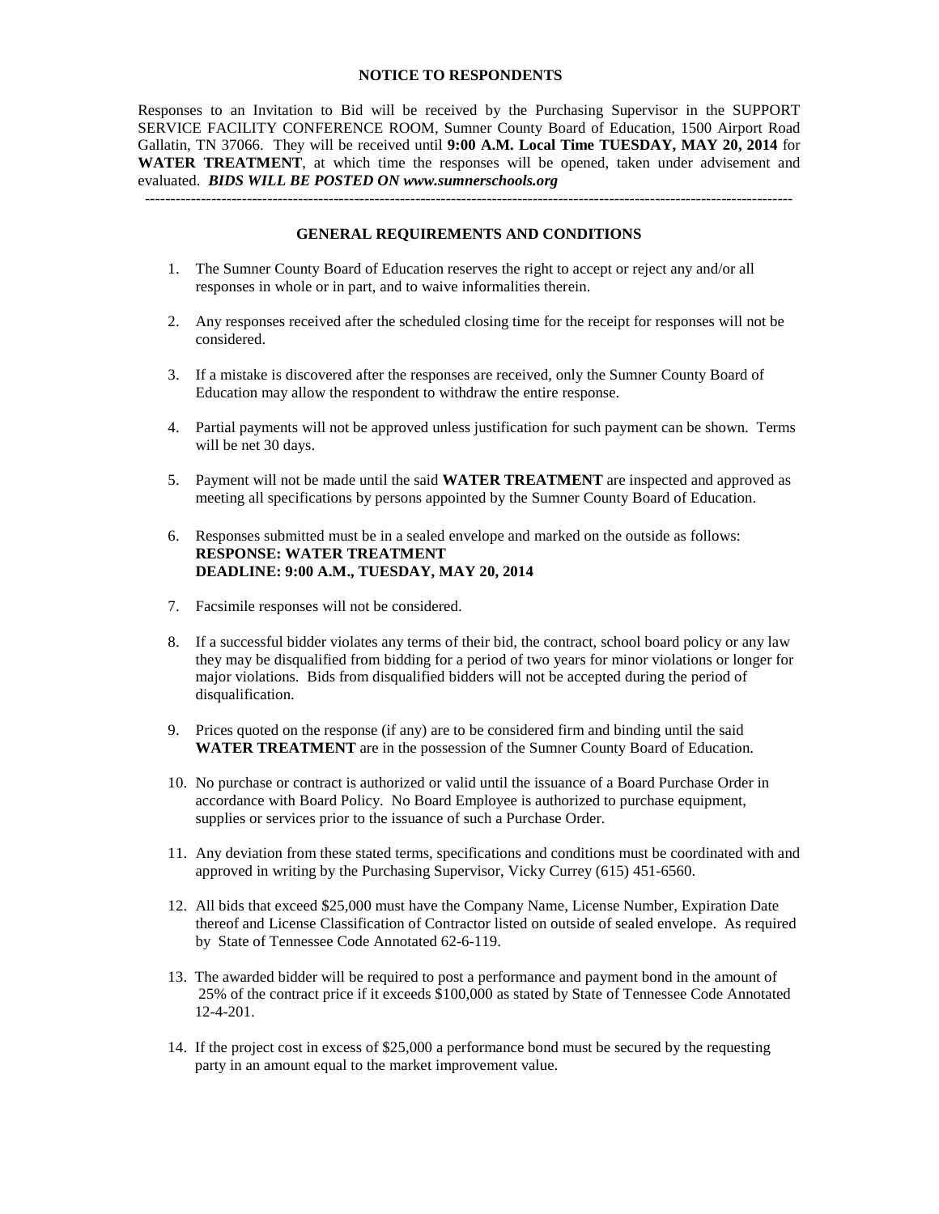## NOTICE TO RESPONDENTS

Responses to an Invitation to Bid will be received by the Purchasing Supervisor in the SUPPORT SERVICE FACILITY CONFERENCE ROOM, Sumner County Board of Education, 1500 Airport Road Gallatin, TN 37066. They will be received until **9:00 A.M. Local Time TUESDAY, MAY 20, 2014** for **WATER TREATMENT**, at which time the responses will be opened, taken under advisement and evaluated. ***BIDS WILL BE POSTED ON www.sumnerschools.org***

---

## GENERAL REQUIREMENTS AND CONDITIONS

1. The Sumner County Board of Education reserves the right to accept or reject any and/or all responses in whole or in part, and to waive informalities therein.

2. Any responses received after the scheduled closing time for the receipt for responses will not be considered.

3. If a mistake is discovered after the responses are received, only the Sumner County Board of Education may allow the respondent to withdraw the entire response.

4. Partial payments will not be approved unless justification for such payment can be shown. Terms will be net 30 days.

5. Payment will not be made until the said **WATER TREATMENT** are inspected and approved as meeting all specifications by persons appointed by the Sumner County Board of Education.

6. Responses submitted must be in a sealed envelope and marked on the outside as follows:
   **RESPONSE: WATER TREATMENT**
   **DEADLINE: 9:00 A.M., TUESDAY, MAY 20, 2014**

7. Facsimile responses will not be considered.

8. If a successful bidder violates any terms of their bid, the contract, school board policy or any law they may be disqualified from bidding for a period of two years for minor violations or longer for major violations. Bids from disqualified bidders will not be accepted during the period of disqualification.

9. Prices quoted on the response (if any) are to be considered firm and binding until the said **WATER TREATMENT** are in the possession of the Sumner County Board of Education.

10. No purchase or contract is authorized or valid until the issuance of a Board Purchase Order in accordance with Board Policy. No Board Employee is authorized to purchase equipment, supplies or services prior to the issuance of such a Purchase Order.

11. Any deviation from these stated terms, specifications and conditions must be coordinated with and approved in writing by the Purchasing Supervisor, Vicky Currey (615) 451-6560.

12. All bids that exceed $25,000 must have the Company Name, License Number, Expiration Date thereof and License Classification of Contractor listed on outside of sealed envelope. As required by State of Tennessee Code Annotated 62-6-119.

13. The awarded bidder will be required to post a performance and payment bond in the amount of 25% of the contract price if it exceeds $100,000 as stated by State of Tennessee Code Annotated 12-4-201.

14. If the project cost in excess of $25,000 a performance bond must be secured by the requesting party in an amount equal to the market improvement value.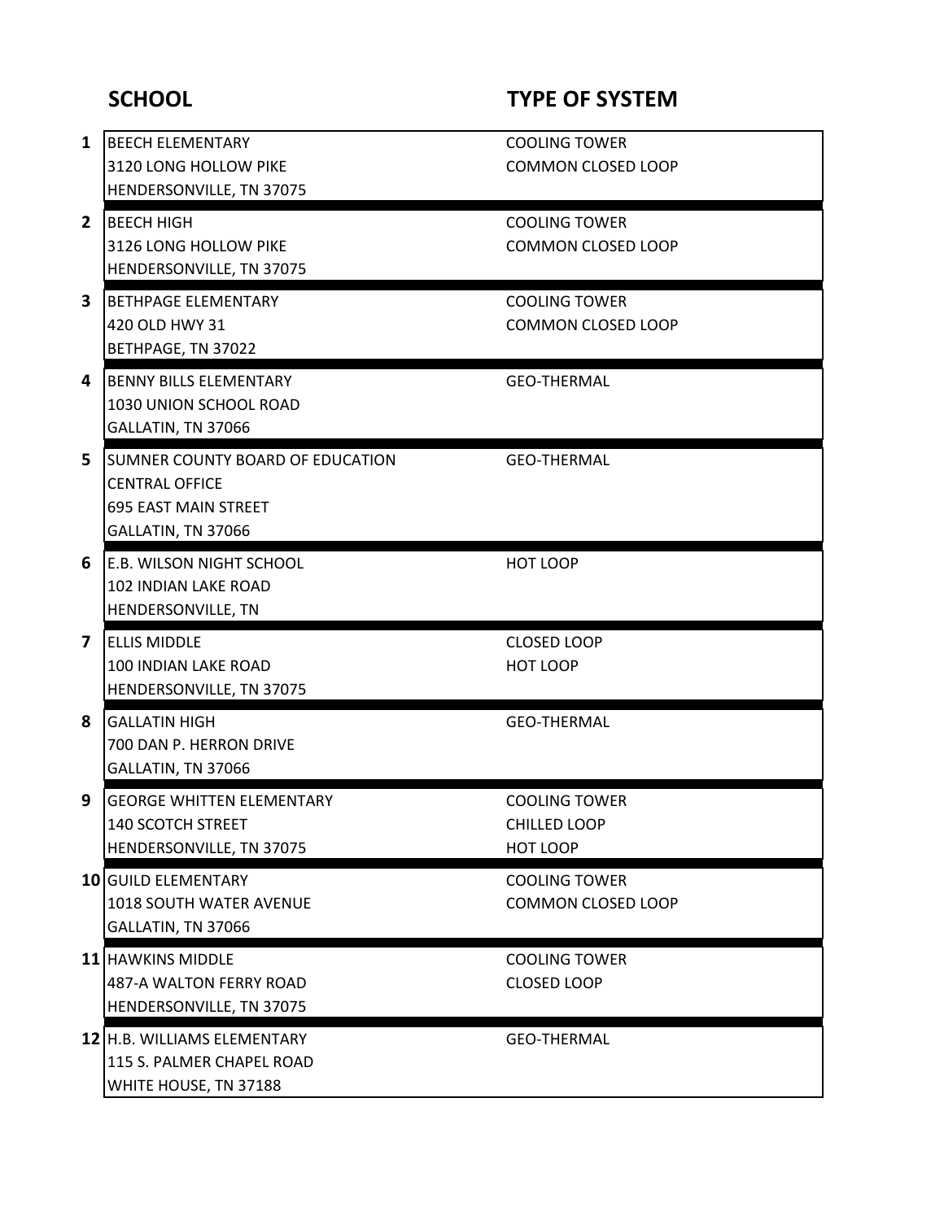| # | SCHOOL | TYPE OF SYSTEM |
|---|---|---|
| 1 | BEECH ELEMENTARY<br>3120 LONG HOLLOW PIKE<br>HENDERSONVILLE, TN 37075 | COOLING TOWER<br>COMMON CLOSED LOOP |
| 2 | BEECH HIGH<br>3126 LONG HOLLOW PIKE<br>HENDERSONVILLE, TN 37075 | COOLING TOWER<br>COMMON CLOSED LOOP |
| 3 | BETHPAGE ELEMENTARY<br>420 OLD HWY 31<br>BETHPAGE, TN 37022 | COOLING TOWER<br>COMMON CLOSED LOOP |
| 4 | BENNY BILLS ELEMENTARY<br>1030 UNION SCHOOL ROAD<br>GALLATIN, TN 37066 | GEO-THERMAL |
| 5 | SUMNER COUNTY BOARD OF EDUCATION<br>CENTRAL OFFICE<br>695 EAST MAIN STREET<br>GALLATIN, TN 37066 | GEO-THERMAL |
| 6 | E.B. WILSON NIGHT SCHOOL<br>102 INDIAN LAKE ROAD<br>HENDERSONVILLE, TN | HOT LOOP |
| 7 | ELLIS MIDDLE<br>100 INDIAN LAKE ROAD<br>HENDERSONVILLE, TN 37075 | CLOSED LOOP<br>HOT LOOP |
| 8 | GALLATIN HIGH<br>700 DAN P. HERRON DRIVE<br>GALLATIN, TN 37066 | GEO-THERMAL |
| 9 | GEORGE WHITTEN ELEMENTARY<br>140 SCOTCH STREET<br>HENDERSONVILLE, TN 37075 | COOLING TOWER<br>CHILLED LOOP<br>HOT LOOP |
| 10 | GUILD ELEMENTARY<br>1018 SOUTH WATER AVENUE<br>GALLATIN, TN 37066 | COOLING TOWER<br>COMMON CLOSED LOOP |
| 11 | HAWKINS MIDDLE<br>487-A WALTON FERRY ROAD<br>HENDERSONVILLE, TN 37075 | COOLING TOWER<br>CLOSED LOOP |
| 12 | H.B. WILLIAMS ELEMENTARY<br>115 S. PALMER CHAPEL ROAD<br>WHITE HOUSE, TN 37188 | GEO-THERMAL |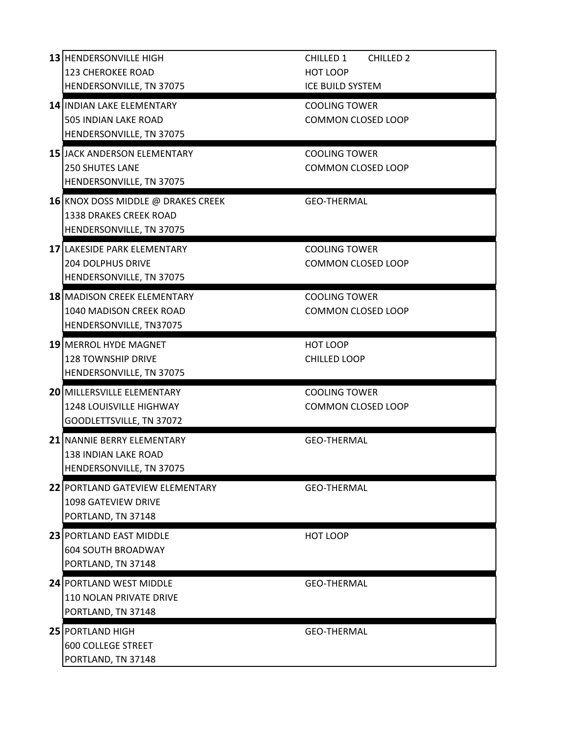| # | School / Address | Systems |
|---|---|---|
| 13 | HENDERSONVILLE HIGH<br>123 CHEROKEE ROAD<br>HENDERSONVILLE, TN 37075 | CHILLED 1 CHILLED 2<br>HOT LOOP<br>ICE BUILD SYSTEM |
| 14 | INDIAN LAKE ELEMENTARY<br>505 INDIAN LAKE ROAD<br>HENDERSONVILLE, TN 37075 | COOLING TOWER<br>COMMON CLOSED LOOP |
| 15 | JACK ANDERSON ELEMENTARY<br>250 SHUTES LANE<br>HENDERSONVILLE, TN 37075 | COOLING TOWER<br>COMMON CLOSED LOOP |
| 16 | KNOX DOSS MIDDLE @ DRAKES CREEK<br>1338 DRAKES CREEK ROAD<br>HENDERSONVILLE, TN 37075 | GEO-THERMAL |
| 17 | LAKESIDE PARK ELEMENTARY<br>204 DOLPHUS DRIVE<br>HENDERSONVILLE, TN 37075 | COOLING TOWER<br>COMMON CLOSED LOOP |
| 18 | MADISON CREEK ELEMENTARY<br>1040 MADISON CREEK ROAD<br>HENDERSONVILLE, TN37075 | COOLING TOWER<br>COMMON CLOSED LOOP |
| 19 | MERROL HYDE MAGNET<br>128 TOWNSHIP DRIVE<br>HENDERSONVILLE, TN 37075 | HOT LOOP<br>CHILLED LOOP |
| 20 | MILLERSVILLE ELEMENTARY<br>1248 LOUISVILLE HIGHWAY<br>GOODLETTSVILLE, TN 37072 | COOLING TOWER<br>COMMON CLOSED LOOP |
| 21 | NANNIE BERRY ELEMENTARY<br>138 INDIAN LAKE ROAD<br>HENDERSONVILLE, TN 37075 | GEO-THERMAL |
| 22 | PORTLAND GATEVIEW ELEMENTARY<br>1098 GATEVIEW DRIVE<br>PORTLAND, TN 37148 | GEO-THERMAL |
| 23 | PORTLAND EAST MIDDLE<br>604 SOUTH BROADWAY<br>PORTLAND, TN 37148 | HOT LOOP |
| 24 | PORTLAND WEST MIDDLE<br>110 NOLAN PRIVATE DRIVE<br>PORTLAND, TN 37148 | GEO-THERMAL |
| 25 | PORTLAND HIGH<br>600 COLLEGE STREET<br>PORTLAND, TN 37148 | GEO-THERMAL |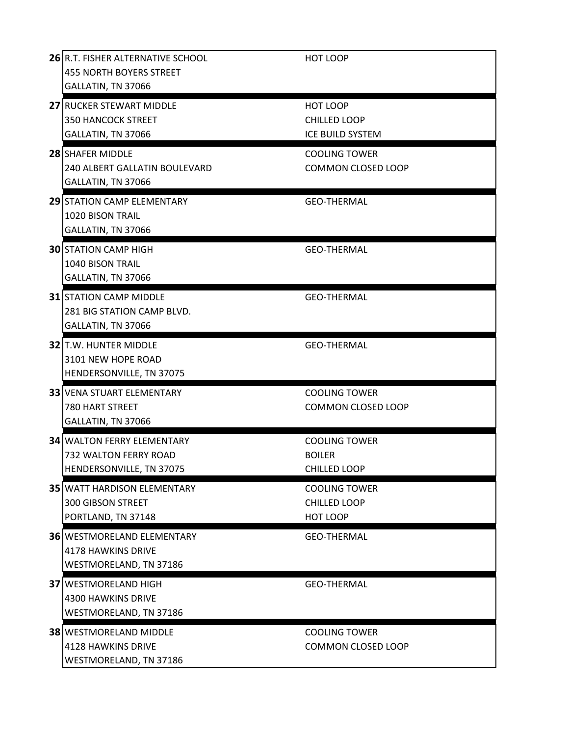| # | School / Address | Systems |
| --- | --- | --- |
| 26 | R.T. FISHER ALTERNATIVE SCHOOL<br>455 NORTH BOYERS STREET<br>GALLATIN, TN 37066 | HOT LOOP |
| 27 | RUCKER STEWART MIDDLE<br>350 HANCOCK STREET<br>GALLATIN, TN 37066 | HOT LOOP<br>CHILLED LOOP<br>ICE BUILD SYSTEM |
| 28 | SHAFER MIDDLE<br>240 ALBERT GALLATIN BOULEVARD<br>GALLATIN, TN 37066 | COOLING TOWER<br>COMMON CLOSED LOOP |
| 29 | STATION CAMP ELEMENTARY<br>1020 BISON TRAIL<br>GALLATIN, TN 37066 | GEO-THERMAL |
| 30 | STATION CAMP HIGH<br>1040 BISON TRAIL<br>GALLATIN, TN 37066 | GEO-THERMAL |
| 31 | STATION CAMP MIDDLE<br>281 BIG STATION CAMP BLVD.<br>GALLATIN, TN 37066 | GEO-THERMAL |
| 32 | T.W. HUNTER MIDDLE<br>3101 NEW HOPE ROAD<br>HENDERSONVILLE, TN 37075 | GEO-THERMAL |
| 33 | VENA STUART ELEMENTARY<br>780 HART STREET<br>GALLATIN, TN 37066 | COOLING TOWER<br>COMMON CLOSED LOOP |
| 34 | WALTON FERRY ELEMENTARY<br>732 WALTON FERRY ROAD<br>HENDERSONVILLE, TN 37075 | COOLING TOWER<br>BOILER<br>CHILLED LOOP |
| 35 | WATT HARDISON ELEMENTARY<br>300 GIBSON STREET<br>PORTLAND, TN 37148 | COOLING TOWER<br>CHILLED LOOP<br>HOT LOOP |
| 36 | WESTMORELAND ELEMENTARY<br>4178 HAWKINS DRIVE<br>WESTMORELAND, TN 37186 | GEO-THERMAL |
| 37 | WESTMORELAND HIGH<br>4300 HAWKINS DRIVE<br>WESTMORELAND, TN 37186 | GEO-THERMAL |
| 38 | WESTMORELAND MIDDLE<br>4128 HAWKINS DRIVE<br>WESTMORELAND, TN 37186 | COOLING TOWER<br>COMMON CLOSED LOOP |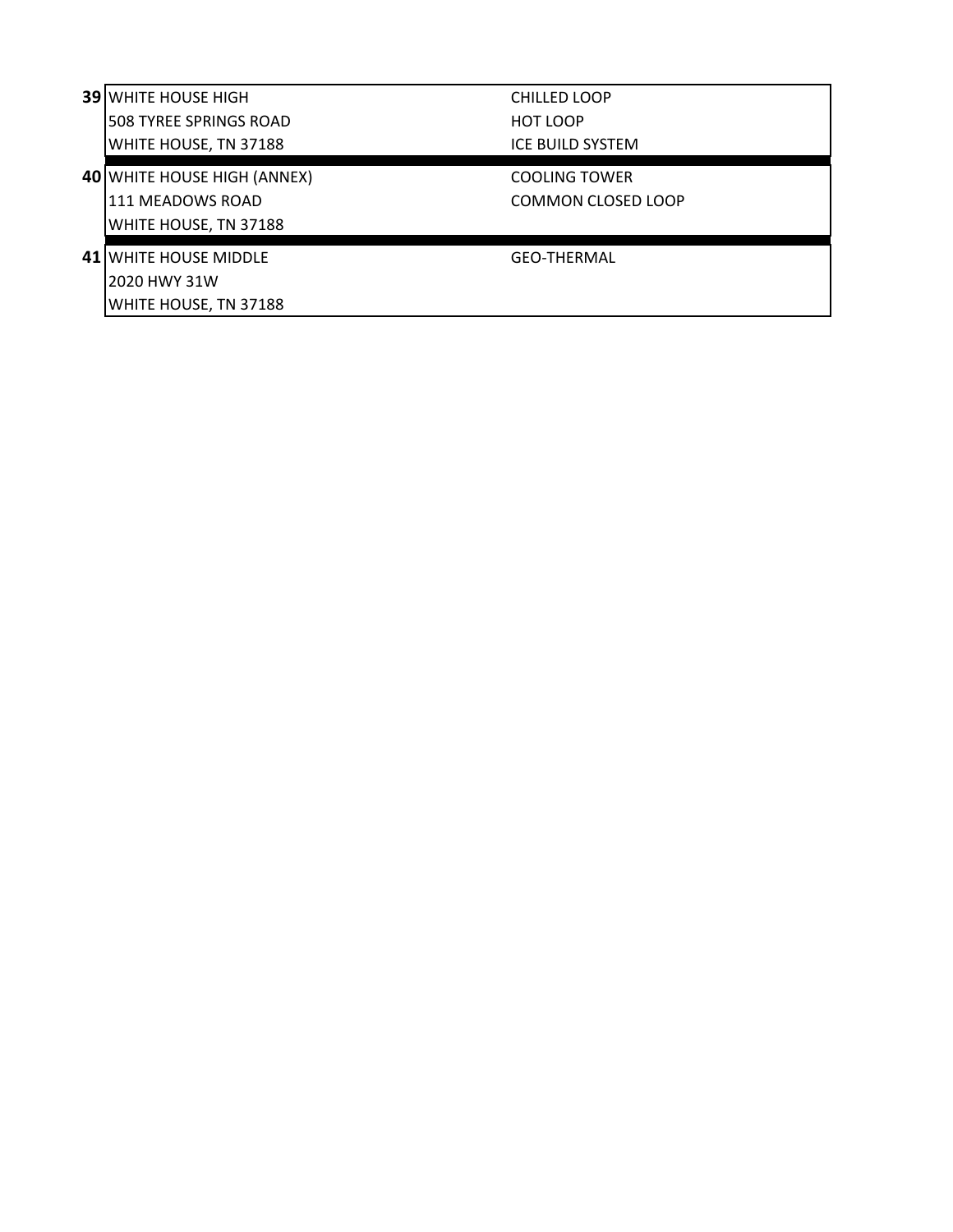| # | Location | System |
|---|---|---|
| **39** | WHITE HOUSE HIGH<br>508 TYREE SPRINGS ROAD<br>WHITE HOUSE, TN 37188 | CHILLED LOOP<br>HOT LOOP<br>ICE BUILD SYSTEM |
| **40** | WHITE HOUSE HIGH (ANNEX)<br>111 MEADOWS ROAD<br>WHITE HOUSE, TN 37188 | COOLING TOWER<br>COMMON CLOSED LOOP |
| **41** | WHITE HOUSE MIDDLE<br>2020 HWY 31W<br>WHITE HOUSE, TN 37188 | GEO-THERMAL |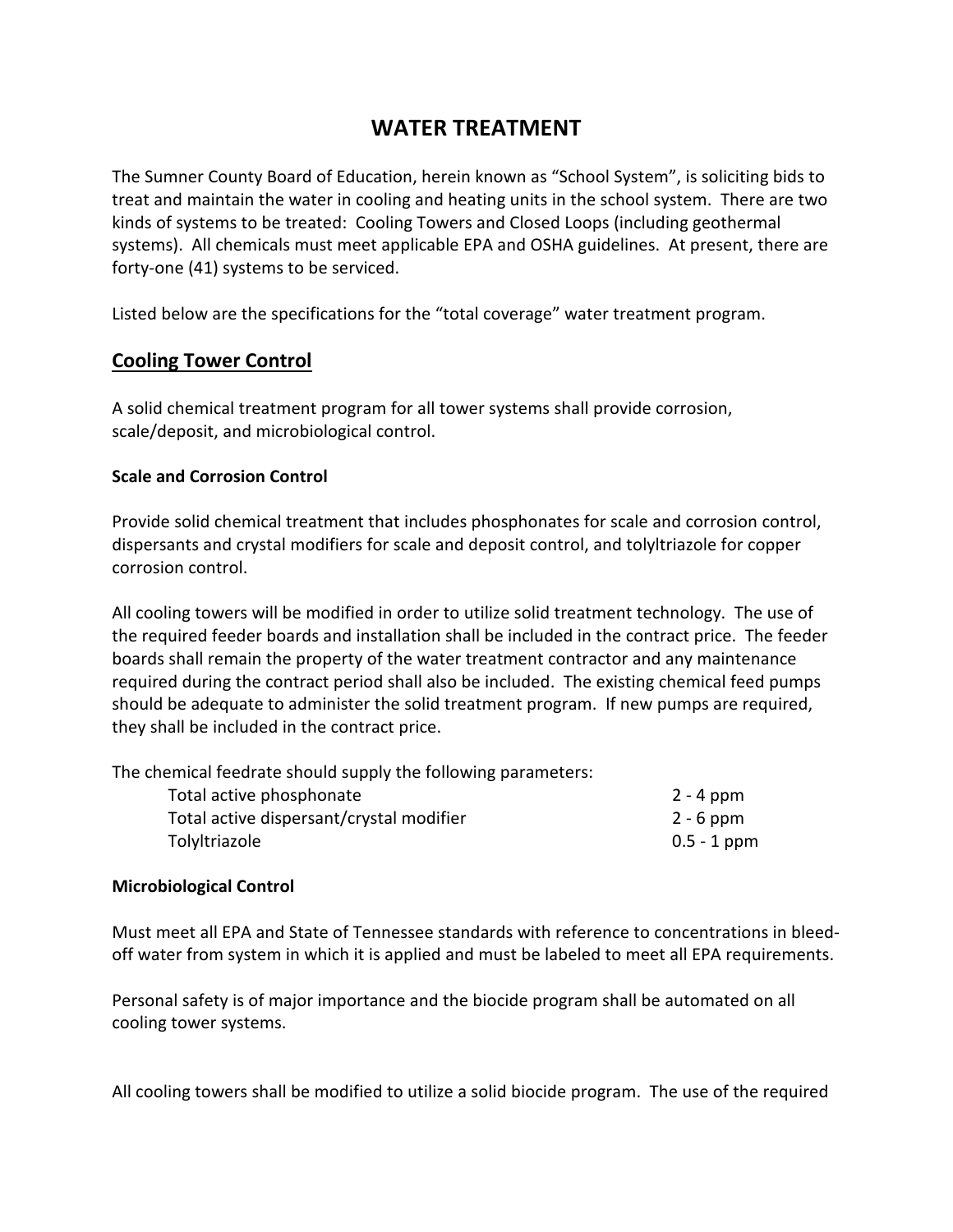# WATER TREATMENT

The Sumner County Board of Education, herein known as "School System", is soliciting bids to treat and maintain the water in cooling and heating units in the school system. There are two kinds of systems to be treated: Cooling Towers and Closed Loops (including geothermal systems). All chemicals must meet applicable EPA and OSHA guidelines. At present, there are forty-one (41) systems to be serviced.

Listed below are the specifications for the "total coverage" water treatment program.

## Cooling Tower Control

A solid chemical treatment program for all tower systems shall provide corrosion, scale/deposit, and microbiological control.

### Scale and Corrosion Control

Provide solid chemical treatment that includes phosphonates for scale and corrosion control, dispersants and crystal modifiers for scale and deposit control, and tolyltriazole for copper corrosion control.

All cooling towers will be modified in order to utilize solid treatment technology. The use of the required feeder boards and installation shall be included in the contract price. The feeder boards shall remain the property of the water treatment contractor and any maintenance required during the contract period shall also be included. The existing chemical feed pumps should be adequate to administer the solid treatment program. If new pumps are required, they shall be included in the contract price.

The chemical feedrate should supply the following parameters:

| Parameter | Range |
|---|---|
| Total active phosphonate | 2 - 4 ppm |
| Total active dispersant/crystal modifier | 2 - 6 ppm |
| Tolyltriazole | 0.5 - 1 ppm |

### Microbiological Control

Must meet all EPA and State of Tennessee standards with reference to concentrations in bleed-off water from system in which it is applied and must be labeled to meet all EPA requirements.

Personal safety is of major importance and the biocide program shall be automated on all cooling tower systems.

All cooling towers shall be modified to utilize a solid biocide program. The use of the required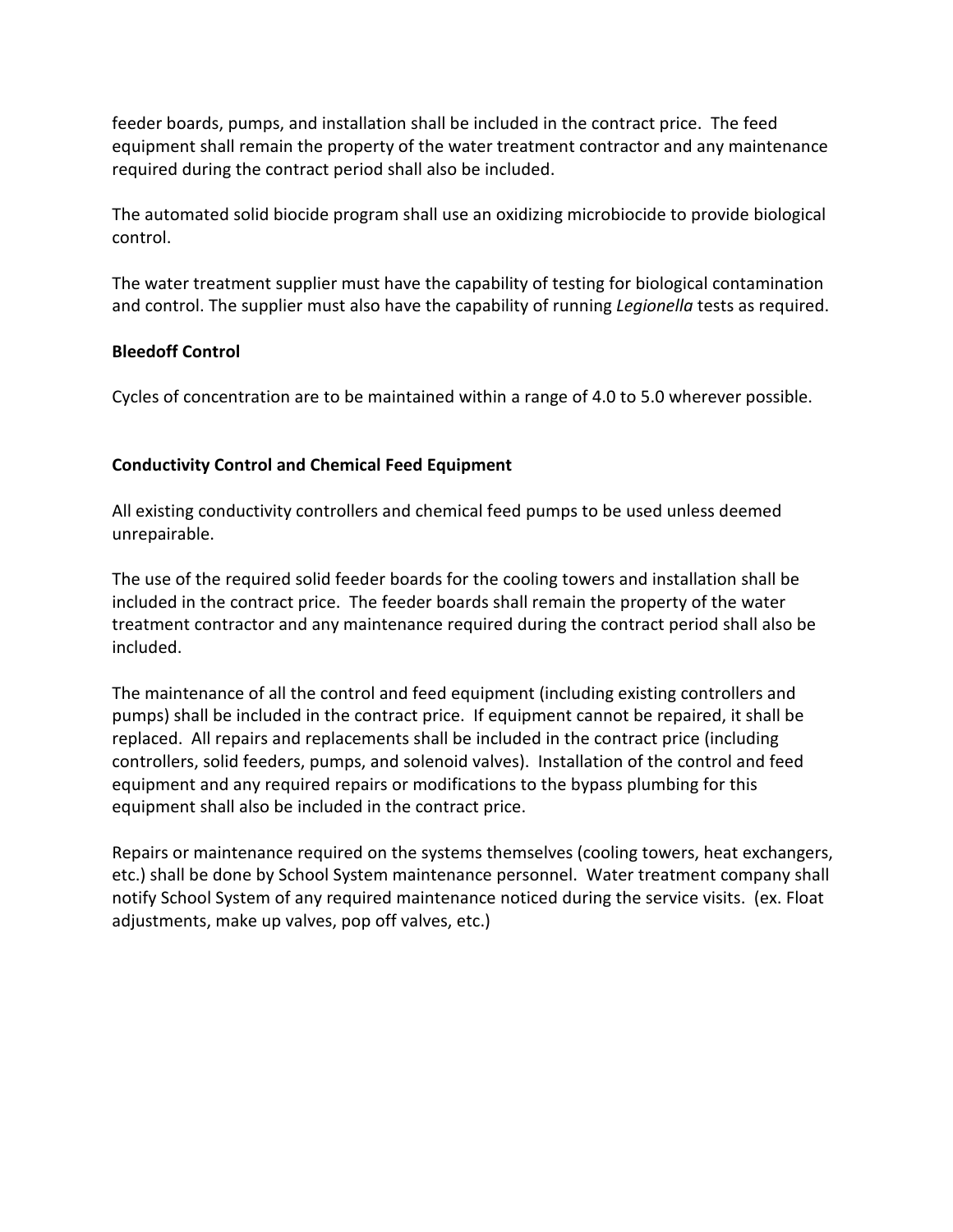feeder boards, pumps, and installation shall be included in the contract price. The feed equipment shall remain the property of the water treatment contractor and any maintenance required during the contract period shall also be included.

The automated solid biocide program shall use an oxidizing microbiocide to provide biological control.

The water treatment supplier must have the capability of testing for biological contamination and control. The supplier must also have the capability of running *Legionella* tests as required.

**Bleedoff Control**

Cycles of concentration are to be maintained within a range of 4.0 to 5.0 wherever possible.

**Conductivity Control and Chemical Feed Equipment**

All existing conductivity controllers and chemical feed pumps to be used unless deemed unrepairable.

The use of the required solid feeder boards for the cooling towers and installation shall be included in the contract price. The feeder boards shall remain the property of the water treatment contractor and any maintenance required during the contract period shall also be included.

The maintenance of all the control and feed equipment (including existing controllers and pumps) shall be included in the contract price. If equipment cannot be repaired, it shall be replaced. All repairs and replacements shall be included in the contract price (including controllers, solid feeders, pumps, and solenoid valves). Installation of the control and feed equipment and any required repairs or modifications to the bypass plumbing for this equipment shall also be included in the contract price.

Repairs or maintenance required on the systems themselves (cooling towers, heat exchangers, etc.) shall be done by School System maintenance personnel. Water treatment company shall notify School System of any required maintenance noticed during the service visits. (ex. Float adjustments, make up valves, pop off valves, etc.)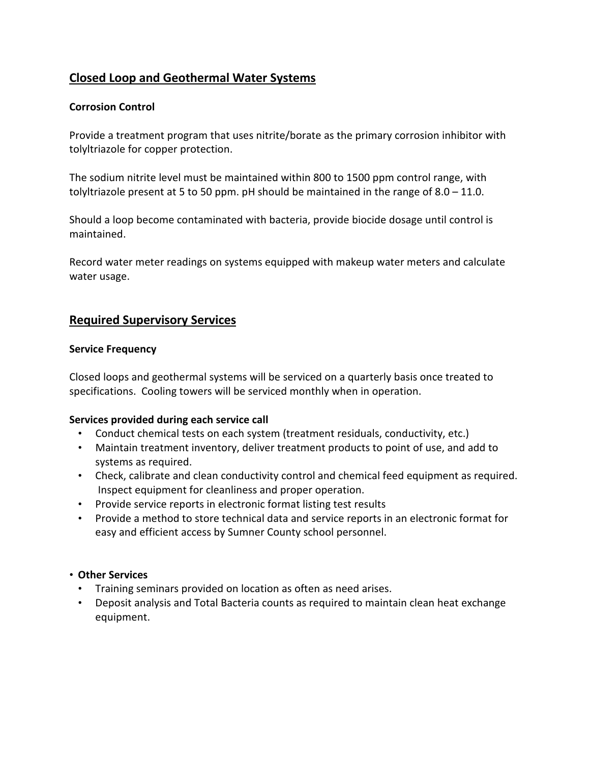## Closed Loop and Geothermal Water Systems

### Corrosion Control

Provide a treatment program that uses nitrite/borate as the primary corrosion inhibitor with tolyltriazole for copper protection.

The sodium nitrite level must be maintained within 800 to 1500 ppm control range, with tolyltriazole present at 5 to 50 ppm. pH should be maintained in the range of 8.0 – 11.0.

Should a loop become contaminated with bacteria, provide biocide dosage until control is maintained.

Record water meter readings on systems equipped with makeup water meters and calculate water usage.

## Required Supervisory Services

### Service Frequency

Closed loops and geothermal systems will be serviced on a quarterly basis once treated to specifications. Cooling towers will be serviced monthly when in operation.

**Services provided during each service call**

- Conduct chemical tests on each system (treatment residuals, conductivity, etc.)
- Maintain treatment inventory, deliver treatment products to point of use, and add to systems as required.
- Check, calibrate and clean conductivity control and chemical feed equipment as required. Inspect equipment for cleanliness and proper operation.
- Provide service reports in electronic format listing test results
- Provide a method to store technical data and service reports in an electronic format for easy and efficient access by Sumner County school personnel.

- **Other Services**
  - Training seminars provided on location as often as need arises.
  - Deposit analysis and Total Bacteria counts as required to maintain clean heat exchange equipment.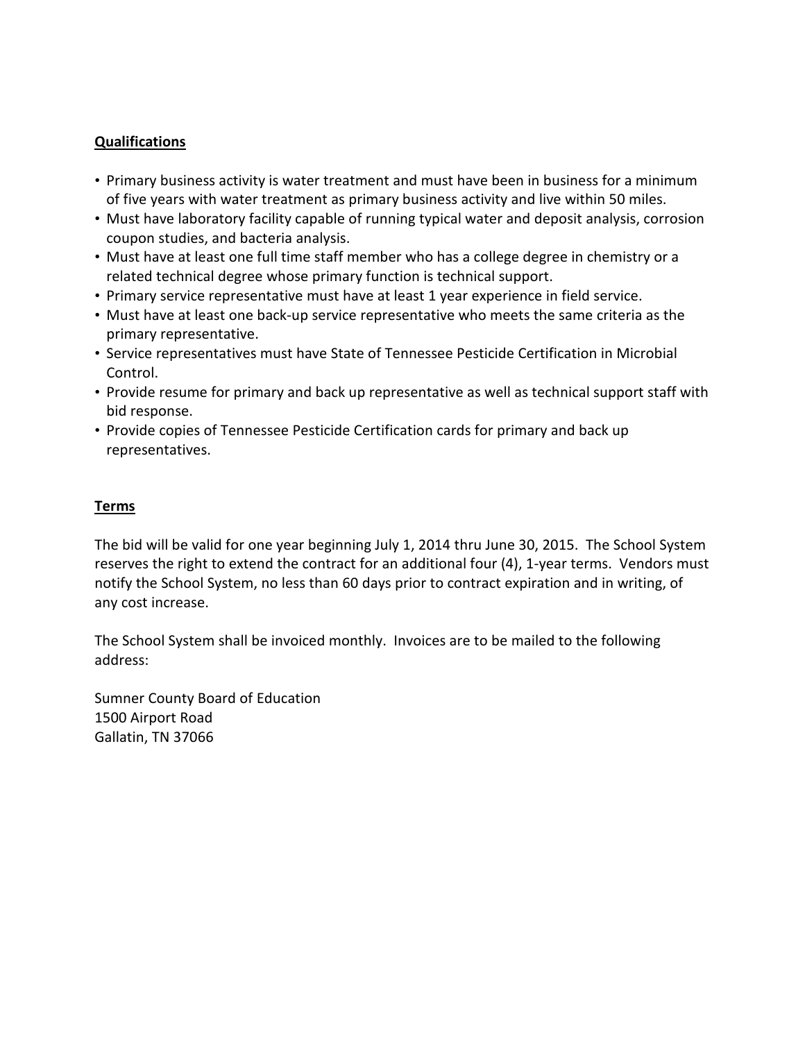**Qualifications**

- Primary business activity is water treatment and must have been in business for a minimum of five years with water treatment as primary business activity and live within 50 miles.
- Must have laboratory facility capable of running typical water and deposit analysis, corrosion coupon studies, and bacteria analysis.
- Must have at least one full time staff member who has a college degree in chemistry or a related technical degree whose primary function is technical support.
- Primary service representative must have at least 1 year experience in field service.
- Must have at least one back-up service representative who meets the same criteria as the primary representative.
- Service representatives must have State of Tennessee Pesticide Certification in Microbial Control.
- Provide resume for primary and back up representative as well as technical support staff with bid response.
- Provide copies of Tennessee Pesticide Certification cards for primary and back up representatives.

**Terms**

The bid will be valid for one year beginning July 1, 2014 thru June 30, 2015. The School System reserves the right to extend the contract for an additional four (4), 1-year terms. Vendors must notify the School System, no less than 60 days prior to contract expiration and in writing, of any cost increase.

The School System shall be invoiced monthly. Invoices are to be mailed to the following address:

Sumner County Board of Education
1500 Airport Road
Gallatin, TN 37066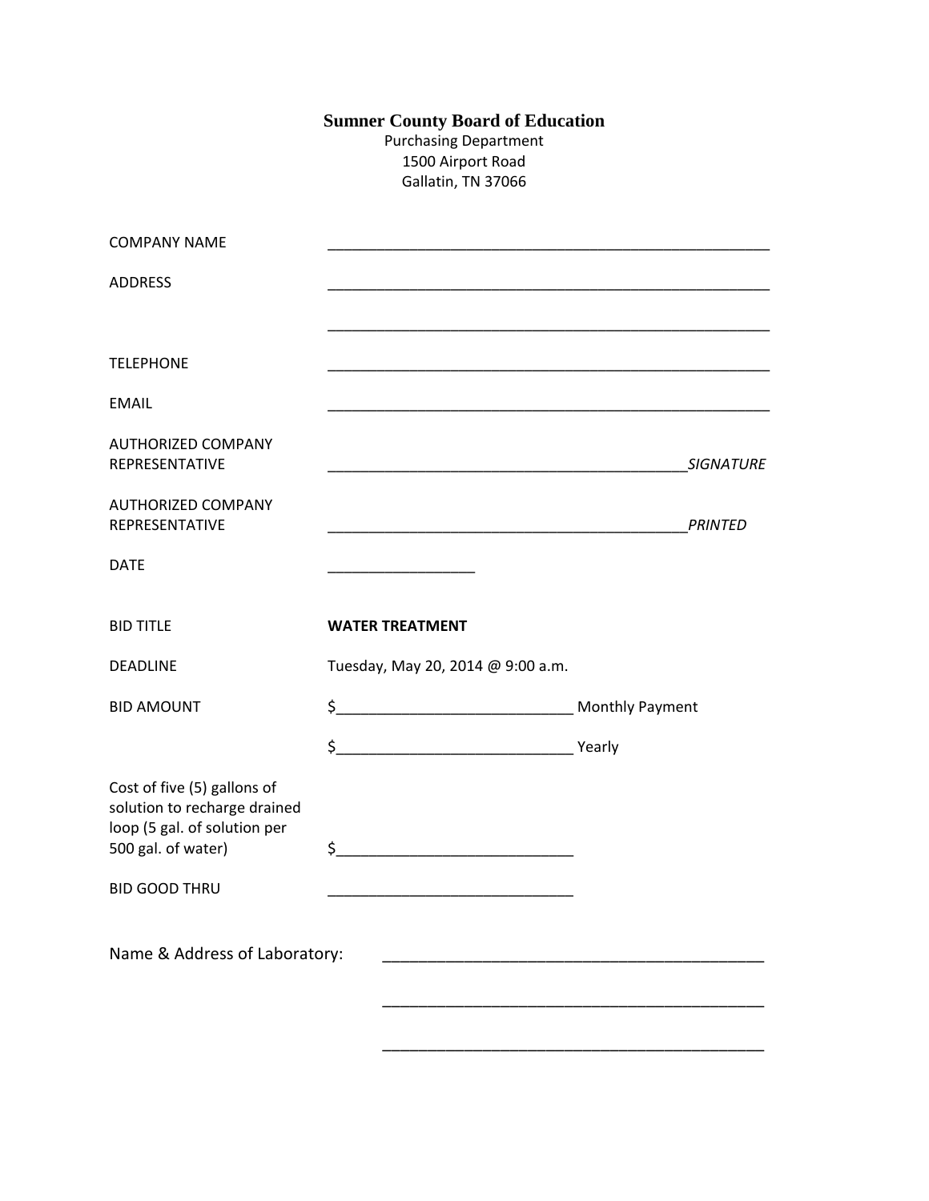**Sumner County Board of Education**

Purchasing Department
1500 Airport Road
Gallatin, TN 37066

| | |
|---|---|
| COMPANY NAME | ______________________________________________________ |
| ADDRESS | ______________________________________________________ |
| | ______________________________________________________ |
| TELEPHONE | ______________________________________________________ |
| EMAIL | ______________________________________________________ |
| AUTHORIZED COMPANY REPRESENTATIVE | ____________________________________________ *SIGNATURE* |
| AUTHORIZED COMPANY REPRESENTATIVE | ____________________________________________ *PRINTED* |
| DATE | __________________ |
| BID TITLE | **WATER TREATMENT** |
| DEADLINE | Tuesday, May 20, 2014 @ 9:00 a.m. |
| BID AMOUNT | $____________________________ Monthly Payment |
| | $____________________________ Yearly |
| Cost of five (5) gallons of solution to recharge drained loop (5 gal. of solution per 500 gal. of water) | $____________________________ |
| BID GOOD THRU | ______________________________ |

Name & Address of Laboratory: ____________________________________________

____________________________________________

____________________________________________